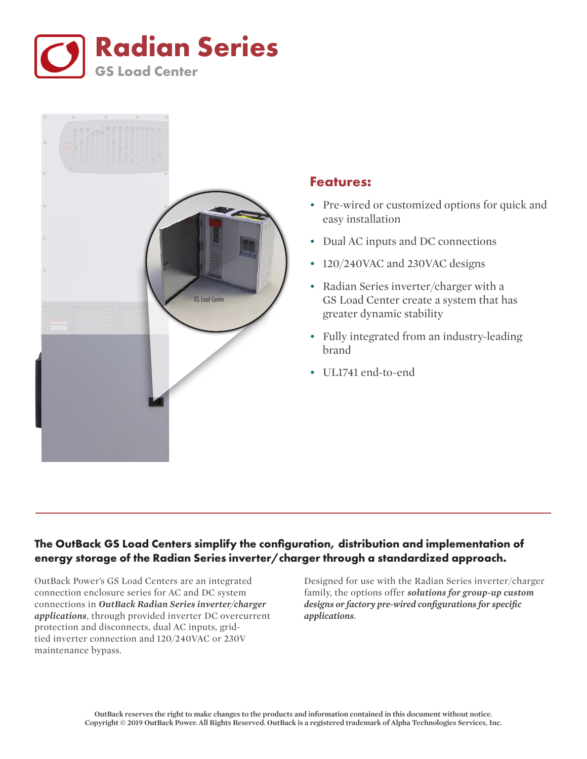# Radian Series

## GS Load Center

### Features:

- Pre-wired or customized options for quick and easy installation
- Dual AC inputs and DC connections
- 120/240VAC and 230VAC designs
- Radian Series inverter/charger with a GS Load Center create a system that has greater dynamic stability
- Fully integrated from an industry-leading brand
- UL1741 end-to-end

**The OutBack GS Load Centers simplify the configuration, distribution and implementation of energy storage of the Radian Series inverter/charger through a standardized approach.**

OutBack Power's GS Load Centers are an integrated connection enclosure series for AC and DC system connections in ***OutBack Radian Series inverter/charger applications***, through provided inverter DC overcurrent protection and disconnects, dual AC inputs, grid-tied inverter connection and 120/240VAC or 230V maintenance bypass.

Designed for use with the Radian Series inverter/charger family, the options offer ***solutions for group-up custom designs or factory pre-wired configurations for specific applications***.

**OutBack reserves the right to make changes to the products and information contained in this document without notice. Copyright © 2019 OutBack Power. All Rights Reserved. OutBack is a registered trademark of Alpha Technologies Services, Inc.**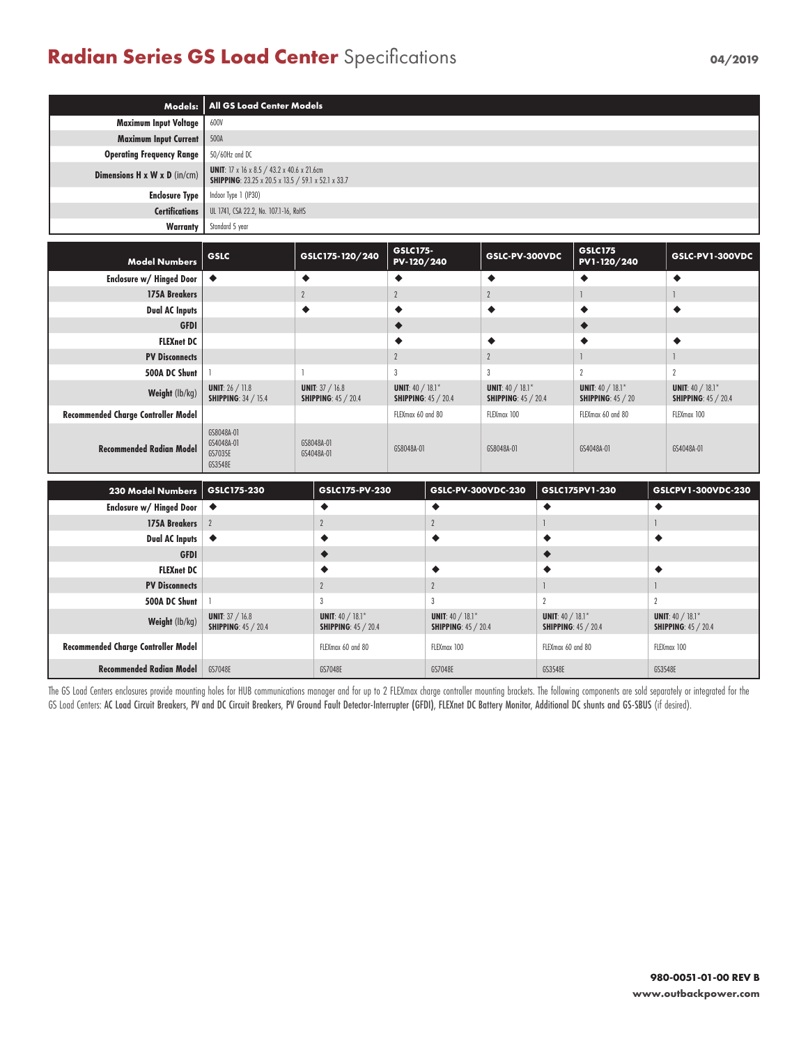# Radian Series GS Load Center Specifications

04/2019

| Models: | All GS Load Center Models |
|---|---|
| Maximum Input Voltage | 600V |
| Maximum Input Current | 500A |
| Operating Frequency Range | 50/60Hz and DC |
| Dimensions H x W x D (in/cm) | **UNIT**: 17 x 16 x 8.5 / 43.2 x 40.6 x 21.6cm<br>**SHIPPING**: 23.25 x 20.5 x 13.5 / 59.1 x 52.1 x 33.7 |
| Enclosure Type | Indoor Type 1 (IP30) |
| Certifications | UL 1741, CSA 22.2, No. 107.1-16, RoHS |
| Warranty | Standard 5 year |

| Model Numbers | GSLC | GSLC175-120/240 | GSLC175-PV-120/240 | GSLC-PV-300VDC | GSLC175 PV1-120/240 | GSLC-PV1-300VDC |
|---|---|---|---|---|---|---|
| Enclosure w/ Hinged Door | ◆ | ◆ | ◆ | ◆ | ◆ | ◆ |
| 175A Breakers | | 2 | 2 | 2 | 1 | 1 |
| Dual AC Inputs | | ◆ | ◆ | ◆ | ◆ | ◆ |
| GFDI | | | ◆ | | ◆ | |
| FLEXnet DC | | | ◆ | ◆ | ◆ | ◆ |
| PV Disconnects | | | 2 | 2 | 1 | 1 |
| 500A DC Shunt | 1 | 1 | 3 | 3 | 2 | 2 |
| Weight (lb/kg) | **UNIT**: 26 / 11.8<br>**SHIPPING**: 34 / 15.4 | **UNIT**: 37 / 16.8<br>**SHIPPING**: 45 / 20.4 | **UNIT**: 40 / 18.1*<br>**SHIPPING**: 45 / 20.4 | **UNIT**: 40 / 18.1*<br>**SHIPPING**: 45 / 20.4 | **UNIT**: 40 / 18.1*<br>**SHIPPING**: 45 / 20 | **UNIT**: 40 / 18.1*<br>**SHIPPING**: 45 / 20.4 |
| Recommended Charge Controller Model | | | FLEXmax 60 and 80 | FLEXmax 100 | FLEXmax 60 and 80 | FLEXmax 100 |
| Recommended Radian Model | GS8048A-01<br>GS4048A-01<br>GS7035E<br>GS3548E | GS8048A-01<br>GS4048A-01 | GS8048A-01 | GS8048A-01 | GS4048A-01 | GS4048A-01 |

| 230 Model Numbers | GSLC175-230 | GSLC175-PV-230 | GSLC-PV-300VDC-230 | GSLC175PV1-230 | GSLCPV1-300VDC-230 |
|---|---|---|---|---|---|
| Enclosure w/ Hinged Door | ◆ | ◆ | ◆ | ◆ | ◆ |
| 175A Breakers | 2 | 2 | 2 | 1 | 1 |
| Dual AC Inputs | ◆ | ◆ | ◆ | ◆ | ◆ |
| GFDI | | ◆ | | ◆ | |
| FLEXnet DC | | ◆ | ◆ | ◆ | ◆ |
| PV Disconnects | | 2 | 2 | 1 | 1 |
| 500A DC Shunt | 1 | 3 | 3 | 2 | 2 |
| Weight (lb/kg) | **UNIT**: 37 / 16.8<br>**SHIPPING**: 45 / 20.4 | **UNIT**: 40 / 18.1*<br>**SHIPPING**: 45 / 20.4 | **UNIT**: 40 / 18.1*<br>**SHIPPING**: 45 / 20.4 | **UNIT**: 40 / 18.1*<br>**SHIPPING**: 45 / 20.4 | **UNIT**: 40 / 18.1*<br>**SHIPPING**: 45 / 20.4 |
| Recommended Charge Controller Model | | FLEXmax 60 and 80 | FLEXmax 100 | FLEXmax 60 and 80 | FLEXmax 100 |
| Recommended Radian Model | GS7048E | GS7048E | GS7048E | GS3548E | GS3548E |

The GS Load Centers enclosures provide mounting holes for HUB communications manager and for up to 2 FLEXmax charge controller mounting brackets. The following components are sold separately or integrated for the GS Load Centers: **AC Load Circuit Breakers, PV and DC Circuit Breakers, PV Ground Fault Detector-Interrupter (GFDI), FLEXnet DC Battery Monitor, Additional DC shunts and GS-SBUS** (if desired).

980-0051-01-00 REV B
www.outbackpower.com